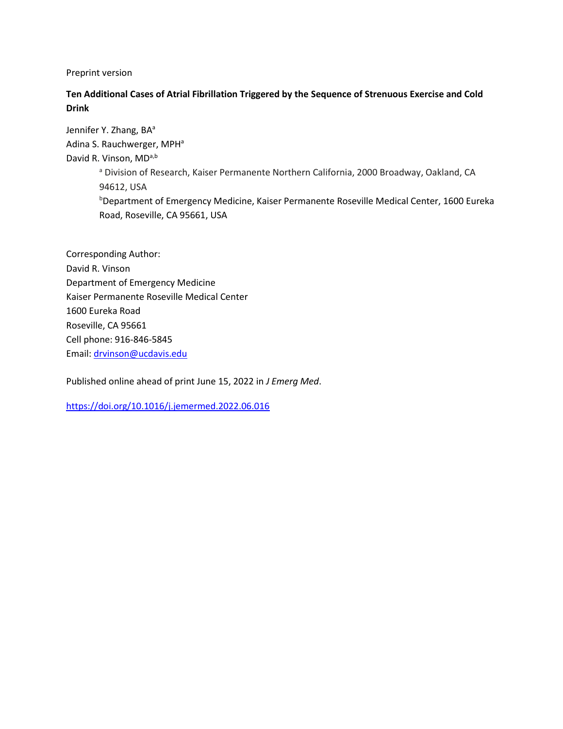Preprint version

**Ten Additional Cases of Atrial Fibrillation Triggered by the Sequence of Strenuous Exercise and Cold Drink**

Jennifer Y. Zhang, BA[a]
Adina S. Rauchwerger, MPH[a]
David R. Vinson, MD[a,b]

[a] Division of Research, Kaiser Permanente Northern California, 2000 Broadway, Oakland, CA 94612, USA
[b]Department of Emergency Medicine, Kaiser Permanente Roseville Medical Center, 1600 Eureka Road, Roseville, CA 95661, USA

Corresponding Author:
David R. Vinson
Department of Emergency Medicine
Kaiser Permanente Roseville Medical Center
1600 Eureka Road
Roseville, CA 95661
Cell phone: 916-846-5845
Email: drvinson@ucdavis.edu

Published online ahead of print June 15, 2022 in *J Emerg Med*.

https://doi.org/10.1016/j.jemermed.2022.06.016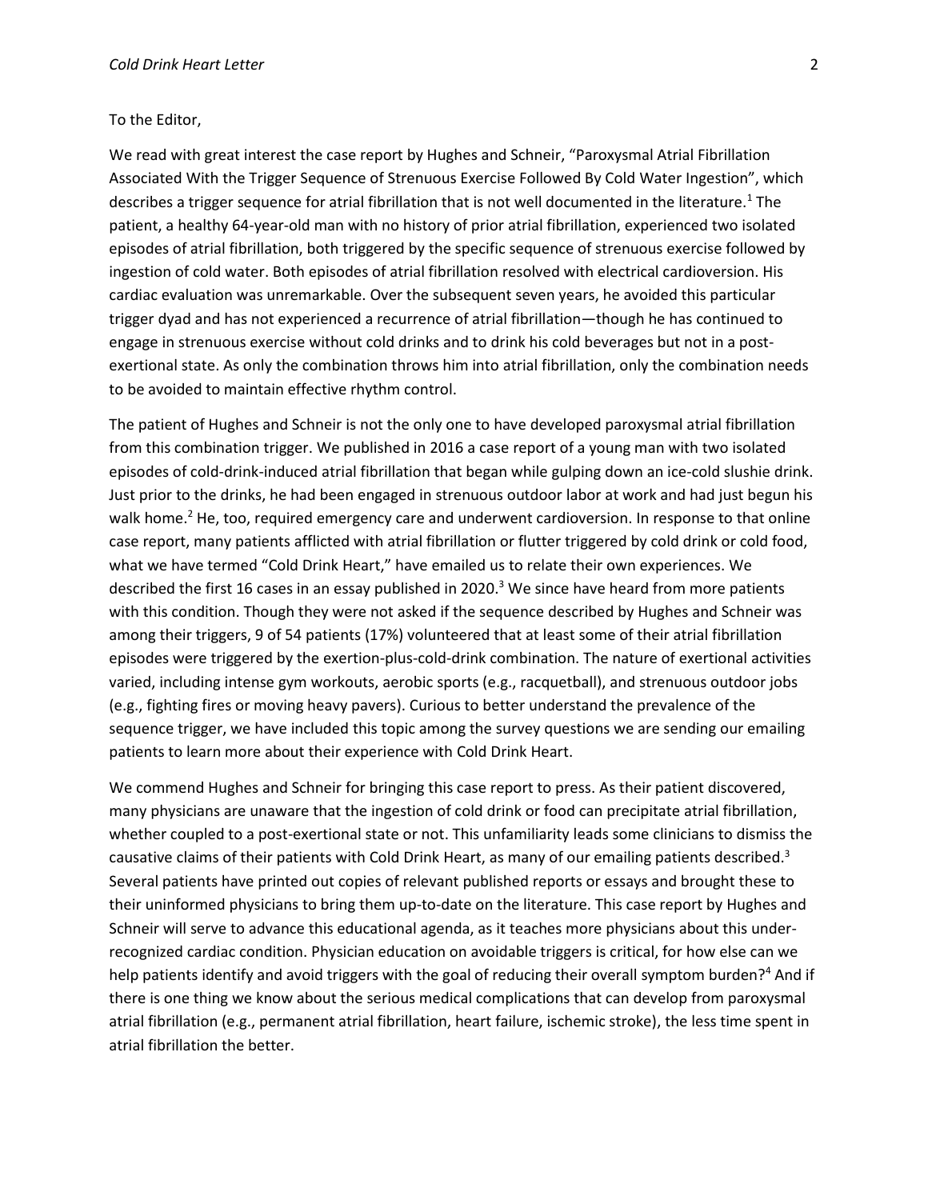To the Editor,

We read with great interest the case report by Hughes and Schneir, "Paroxysmal Atrial Fibrillation Associated With the Trigger Sequence of Strenuous Exercise Followed By Cold Water Ingestion", which describes a trigger sequence for atrial fibrillation that is not well documented in the literature.[1] The patient, a healthy 64-year-old man with no history of prior atrial fibrillation, experienced two isolated episodes of atrial fibrillation, both triggered by the specific sequence of strenuous exercise followed by ingestion of cold water. Both episodes of atrial fibrillation resolved with electrical cardioversion. His cardiac evaluation was unremarkable. Over the subsequent seven years, he avoided this particular trigger dyad and has not experienced a recurrence of atrial fibrillation—though he has continued to engage in strenuous exercise without cold drinks and to drink his cold beverages but not in a post-exertional state. As only the combination throws him into atrial fibrillation, only the combination needs to be avoided to maintain effective rhythm control.

The patient of Hughes and Schneir is not the only one to have developed paroxysmal atrial fibrillation from this combination trigger. We published in 2016 a case report of a young man with two isolated episodes of cold-drink-induced atrial fibrillation that began while gulping down an ice-cold slushie drink. Just prior to the drinks, he had been engaged in strenuous outdoor labor at work and had just begun his walk home.[2] He, too, required emergency care and underwent cardioversion. In response to that online case report, many patients afflicted with atrial fibrillation or flutter triggered by cold drink or cold food, what we have termed "Cold Drink Heart," have emailed us to relate their own experiences. We described the first 16 cases in an essay published in 2020.[3] We since have heard from more patients with this condition. Though they were not asked if the sequence described by Hughes and Schneir was among their triggers, 9 of 54 patients (17%) volunteered that at least some of their atrial fibrillation episodes were triggered by the exertion-plus-cold-drink combination. The nature of exertional activities varied, including intense gym workouts, aerobic sports (e.g., racquetball), and strenuous outdoor jobs (e.g., fighting fires or moving heavy pavers). Curious to better understand the prevalence of the sequence trigger, we have included this topic among the survey questions we are sending our emailing patients to learn more about their experience with Cold Drink Heart.

We commend Hughes and Schneir for bringing this case report to press. As their patient discovered, many physicians are unaware that the ingestion of cold drink or food can precipitate atrial fibrillation, whether coupled to a post-exertional state or not. This unfamiliarity leads some clinicians to dismiss the causative claims of their patients with Cold Drink Heart, as many of our emailing patients described.[3] Several patients have printed out copies of relevant published reports or essays and brought these to their uninformed physicians to bring them up-to-date on the literature. This case report by Hughes and Schneir will serve to advance this educational agenda, as it teaches more physicians about this under-recognized cardiac condition. Physician education on avoidable triggers is critical, for how else can we help patients identify and avoid triggers with the goal of reducing their overall symptom burden?[4] And if there is one thing we know about the serious medical complications that can develop from paroxysmal atrial fibrillation (e.g., permanent atrial fibrillation, heart failure, ischemic stroke), the less time spent in atrial fibrillation the better.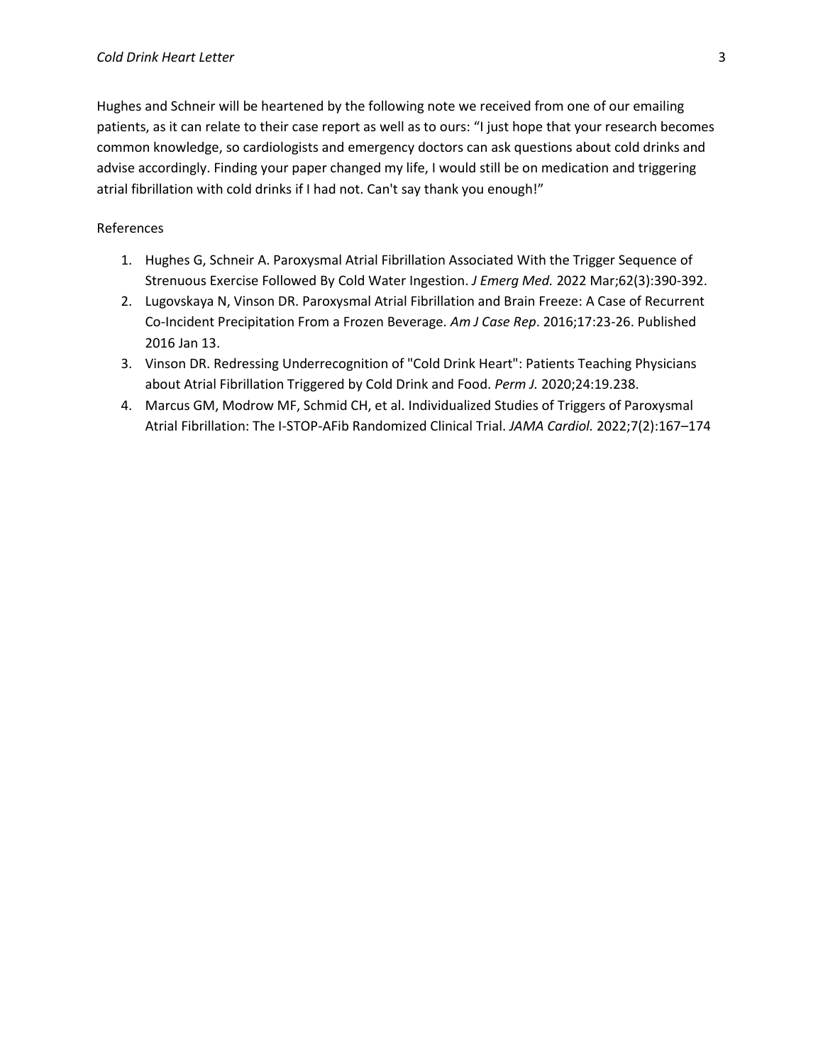Hughes and Schneir will be heartened by the following note we received from one of our emailing patients, as it can relate to their case report as well as to ours: "I just hope that your research becomes common knowledge, so cardiologists and emergency doctors can ask questions about cold drinks and advise accordingly. Finding your paper changed my life, I would still be on medication and triggering atrial fibrillation with cold drinks if I had not. Can't say thank you enough!"

References

1. Hughes G, Schneir A. Paroxysmal Atrial Fibrillation Associated With the Trigger Sequence of Strenuous Exercise Followed By Cold Water Ingestion. *J Emerg Med.* 2022 Mar;62(3):390-392.
2. Lugovskaya N, Vinson DR. Paroxysmal Atrial Fibrillation and Brain Freeze: A Case of Recurrent Co-Incident Precipitation From a Frozen Beverage. *Am J Case Rep*. 2016;17:23-26. Published 2016 Jan 13.
3. Vinson DR. Redressing Underrecognition of "Cold Drink Heart": Patients Teaching Physicians about Atrial Fibrillation Triggered by Cold Drink and Food. *Perm J.* 2020;24:19.238.
4. Marcus GM, Modrow MF, Schmid CH, et al. Individualized Studies of Triggers of Paroxysmal Atrial Fibrillation: The I-STOP-AFib Randomized Clinical Trial. *JAMA Cardiol.* 2022;7(2):167–174